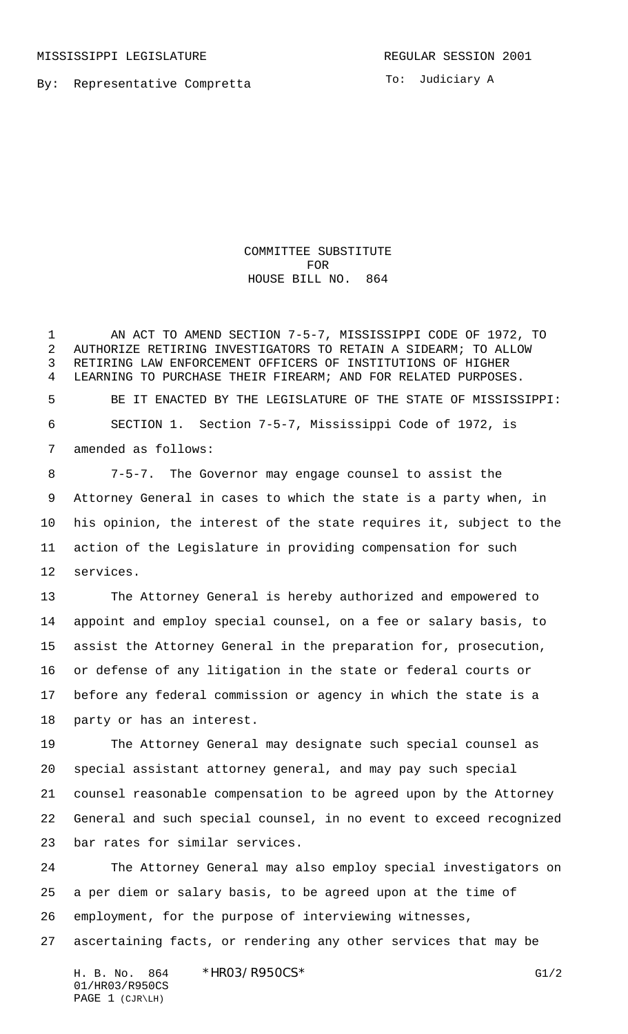MISSISSIPPI LEGISLATURE REGULAR SESSION 2001

By: Representative Compretta

To: Judiciary A

# COMMITTEE SUBSTITUTE FOR HOUSE BILL NO. 864

AN ACT TO AMEND SECTION 7-5-7, MISSISSIPPI CODE OF 1972, TO AUTHORIZE RETIRING INVESTIGATORS TO RETAIN A SIDEARM; TO ALLOW RETIRING LAW ENFORCEMENT OFFICERS OF INSTITUTIONS OF HIGHER LEARNING TO PURCHASE THEIR FIREARM; AND FOR RELATED PURPOSES.

BE IT ENACTED BY THE LEGISLATURE OF THE STATE OF MISSISSIPPI:

SECTION 1. Section 7-5-7, Mississippi Code of 1972, is amended as follows:

7-5-7. The Governor may engage counsel to assist the Attorney General in cases to which the state is a party when, in his opinion, the interest of the state requires it, subject to the action of the Legislature in providing compensation for such services.

The Attorney General is hereby authorized and empowered to appoint and employ special counsel, on a fee or salary basis, to assist the Attorney General in the preparation for, prosecution, or defense of any litigation in the state or federal courts or before any federal commission or agency in which the state is a party or has an interest.

The Attorney General may designate such special counsel as special assistant attorney general, and may pay such special counsel reasonable compensation to be agreed upon by the Attorney General and such special counsel, in no event to exceed recognized bar rates for similar services.

The Attorney General may also employ special investigators on a per diem or salary basis, to be agreed upon at the time of employment, for the purpose of interviewing witnesses, ascertaining facts, or rendering any other services that may be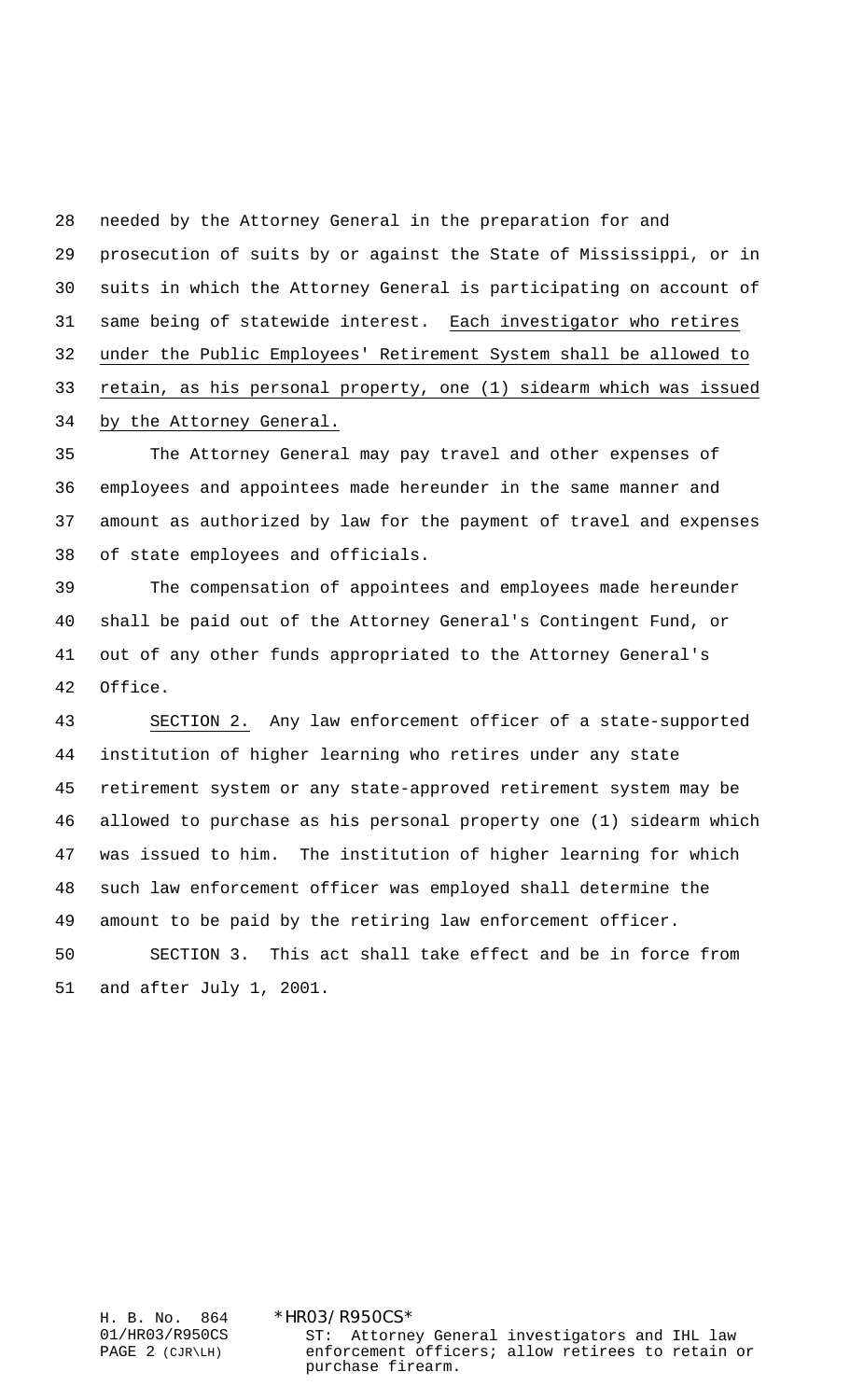needed by the Attorney General in the preparation for and prosecution of suits by or against the State of Mississippi, or in suits in which the Attorney General is participating on account of same being of statewide interest. Each investigator who retires under the Public Employees' Retirement System shall be allowed to retain, as his personal property, one (1) sidearm which was issued by the Attorney General.

The Attorney General may pay travel and other expenses of employees and appointees made hereunder in the same manner and amount as authorized by law for the payment of travel and expenses of state employees and officials.

The compensation of appointees and employees made hereunder shall be paid out of the Attorney General's Contingent Fund, or out of any other funds appropriated to the Attorney General's Office.

SECTION 2. Any law enforcement officer of a state-supported institution of higher learning who retires under any state retirement system or any state-approved retirement system may be allowed to purchase as his personal property one (1) sidearm which was issued to him. The institution of higher learning for which such law enforcement officer was employed shall determine the amount to be paid by the retiring law enforcement officer.

SECTION 3. This act shall take effect and be in force from and after July 1, 2001.

H. B. No. 864 *HR03/R950CS*
01/HR03/R950CS
PAGE 2 (CJR\LH)

ST: Attorney General investigators and IHL law enforcement officers; allow retirees to retain or purchase firearm.